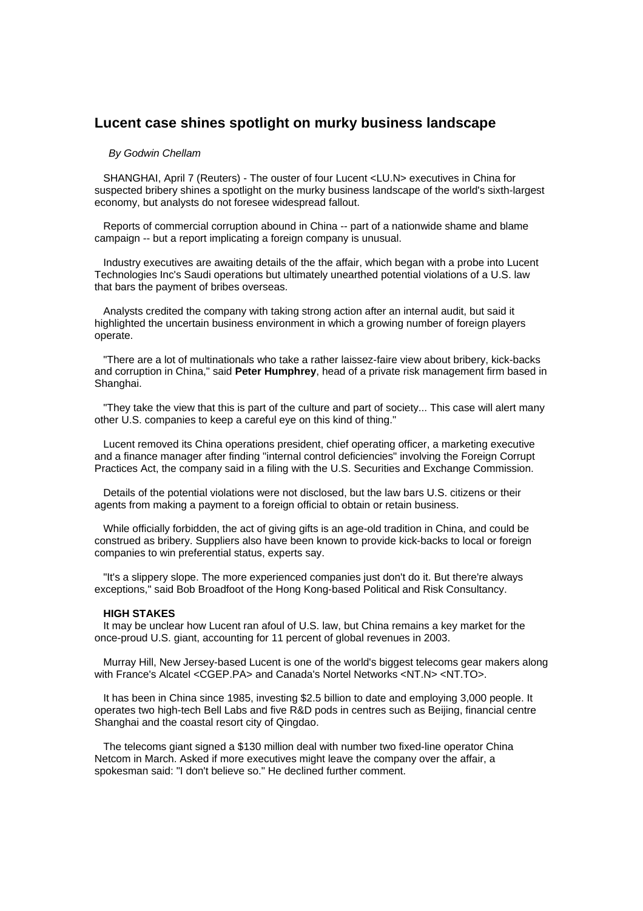# Lucent case shines spotlight on murky business landscape

*By Godwin Chellam*

SHANGHAI, April 7 (Reuters) - The ouster of four Lucent <LU.N> executives in China for suspected bribery shines a spotlight on the murky business landscape of the world's sixth-largest economy, but analysts do not foresee widespread fallout.

Reports of commercial corruption abound in China -- part of a nationwide shame and blame campaign -- but a report implicating a foreign company is unusual.

Industry executives are awaiting details of the the affair, which began with a probe into Lucent Technologies Inc's Saudi operations but ultimately unearthed potential violations of a U.S. law that bars the payment of bribes overseas.

Analysts credited the company with taking strong action after an internal audit, but said it highlighted the uncertain business environment in which a growing number of foreign players operate.

"There are a lot of multinationals who take a rather laissez-faire view about bribery, kick-backs and corruption in China," said **Peter Humphrey**, head of a private risk management firm based in Shanghai.

"They take the view that this is part of the culture and part of society... This case will alert many other U.S. companies to keep a careful eye on this kind of thing."

Lucent removed its China operations president, chief operating officer, a marketing executive and a finance manager after finding "internal control deficiencies" involving the Foreign Corrupt Practices Act, the company said in a filing with the U.S. Securities and Exchange Commission.

Details of the potential violations were not disclosed, but the law bars U.S. citizens or their agents from making a payment to a foreign official to obtain or retain business.

While officially forbidden, the act of giving gifts is an age-old tradition in China, and could be construed as bribery. Suppliers also have been known to provide kick-backs to local or foreign companies to win preferential status, experts say.

"It's a slippery slope. The more experienced companies just don't do it. But there're always exceptions," said Bob Broadfoot of the Hong Kong-based Political and Risk Consultancy.

**HIGH STAKES**

It may be unclear how Lucent ran afoul of U.S. law, but China remains a key market for the once-proud U.S. giant, accounting for 11 percent of global revenues in 2003.

Murray Hill, New Jersey-based Lucent is one of the world's biggest telecoms gear makers along with France's Alcatel <CGEP.PA> and Canada's Nortel Networks <NT.N> <NT.TO>.

It has been in China since 1985, investing $2.5 billion to date and employing 3,000 people. It operates two high-tech Bell Labs and five R&D pods in centres such as Beijing, financial centre Shanghai and the coastal resort city of Qingdao.

The telecoms giant signed a $130 million deal with number two fixed-line operator China Netcom in March. Asked if more executives might leave the company over the affair, a spokesman said: "I don't believe so." He declined further comment.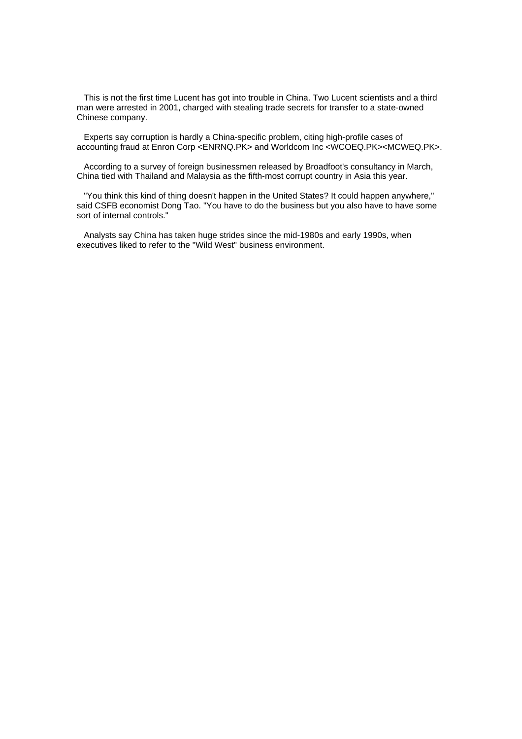This is not the first time Lucent has got into trouble in China. Two Lucent scientists and a third man were arrested in 2001, charged with stealing trade secrets for transfer to a state-owned Chinese company.

Experts say corruption is hardly a China-specific problem, citing high-profile cases of accounting fraud at Enron Corp <ENRNQ.PK> and Worldcom Inc <WCOEQ.PK><MCWEQ.PK>.

According to a survey of foreign businessmen released by Broadfoot's consultancy in March, China tied with Thailand and Malaysia as the fifth-most corrupt country in Asia this year.

"You think this kind of thing doesn't happen in the United States? It could happen anywhere," said CSFB economist Dong Tao. "You have to do the business but you also have to have some sort of internal controls."

Analysts say China has taken huge strides since the mid-1980s and early 1990s, when executives liked to refer to the "Wild West" business environment.